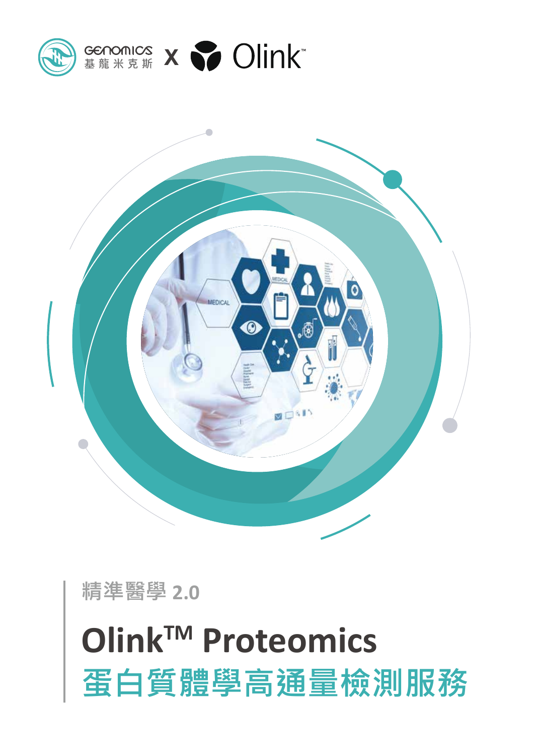GENOMICS 基龍米克斯 x Olink™

精準醫學 2.0

# Olink™ Proteomics

# 蛋白質體學高通量檢測服務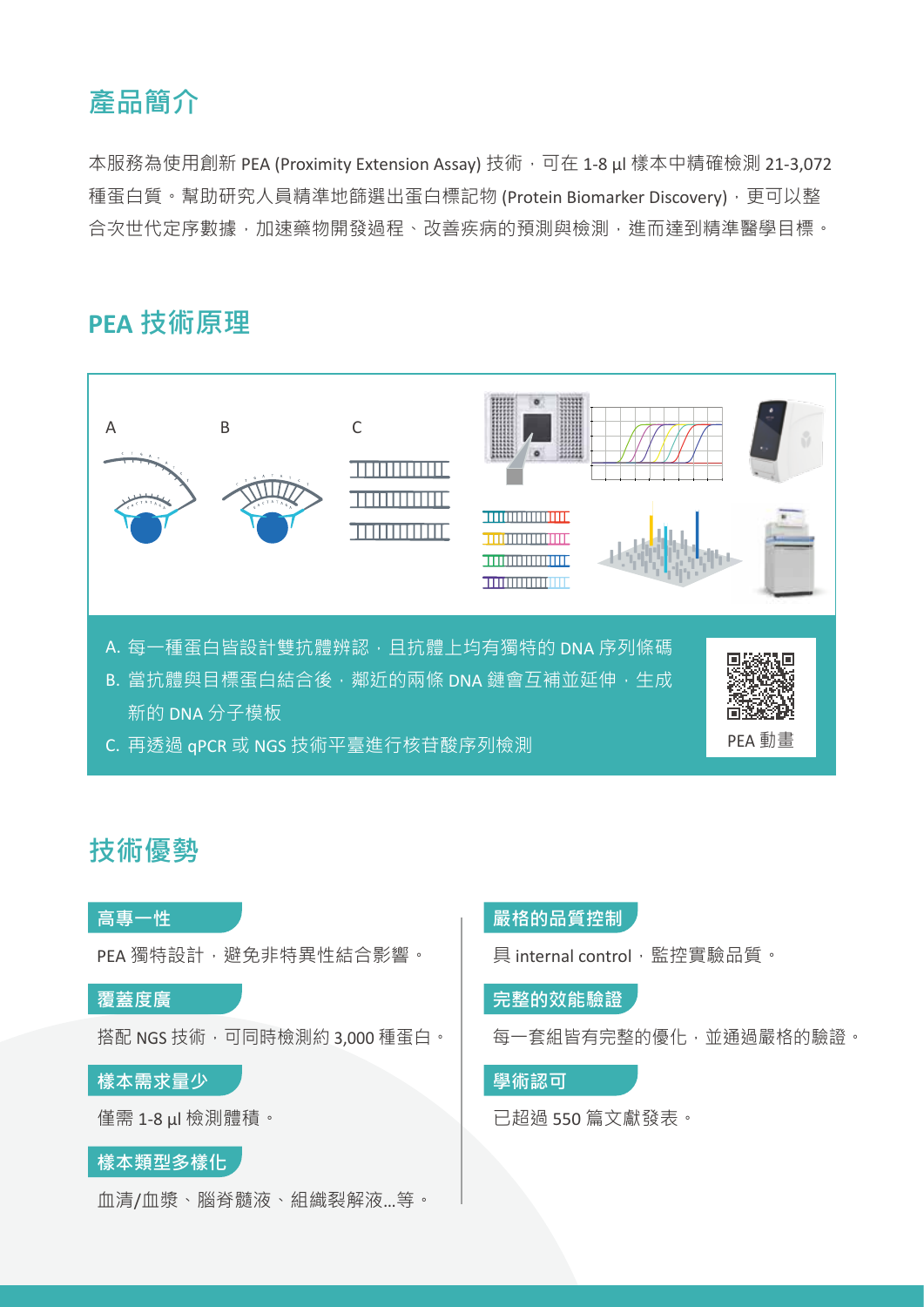## 產品簡介

本服務為使用創新 PEA (Proximity Extension Assay) 技術，可在 1-8 µl 樣本中精確檢測 21-3,072 種蛋白質。幫助研究人員精準地篩選出蛋白標記物 (Protein Biomarker Discovery)，更可以整合次世代定序數據，加速藥物開發過程、改善疾病的預測與檢測，進而達到精準醫學目標。

## PEA 技術原理

A. 每一種蛋白皆設計雙抗體辨認，且抗體上均有獨特的 DNA 序列條碼

B. 當抗體與目標蛋白結合後，鄰近的兩條 DNA 鏈會互補並延伸，生成新的 DNA 分子模板

C. 再透過 qPCR 或 NGS 技術平臺進行核苷酸序列檢測

PEA 動畫

## 技術優勢

**高專一性**

PEA 獨特設計，避免非特異性結合影響。

**覆蓋度廣**

搭配 NGS 技術，可同時檢測約 3,000 種蛋白。

**樣本需求量少**

僅需 1-8 µl 檢測體積。

**樣本類型多樣化**

血清/血漿、腦脊髓液、組織裂解液...等。

**嚴格的品質控制**

具 internal control，監控實驗品質。

**完整的效能驗證**

每一套組皆有完整的優化，並通過嚴格的驗證。

**學術認可**

已超過 550 篇文獻發表。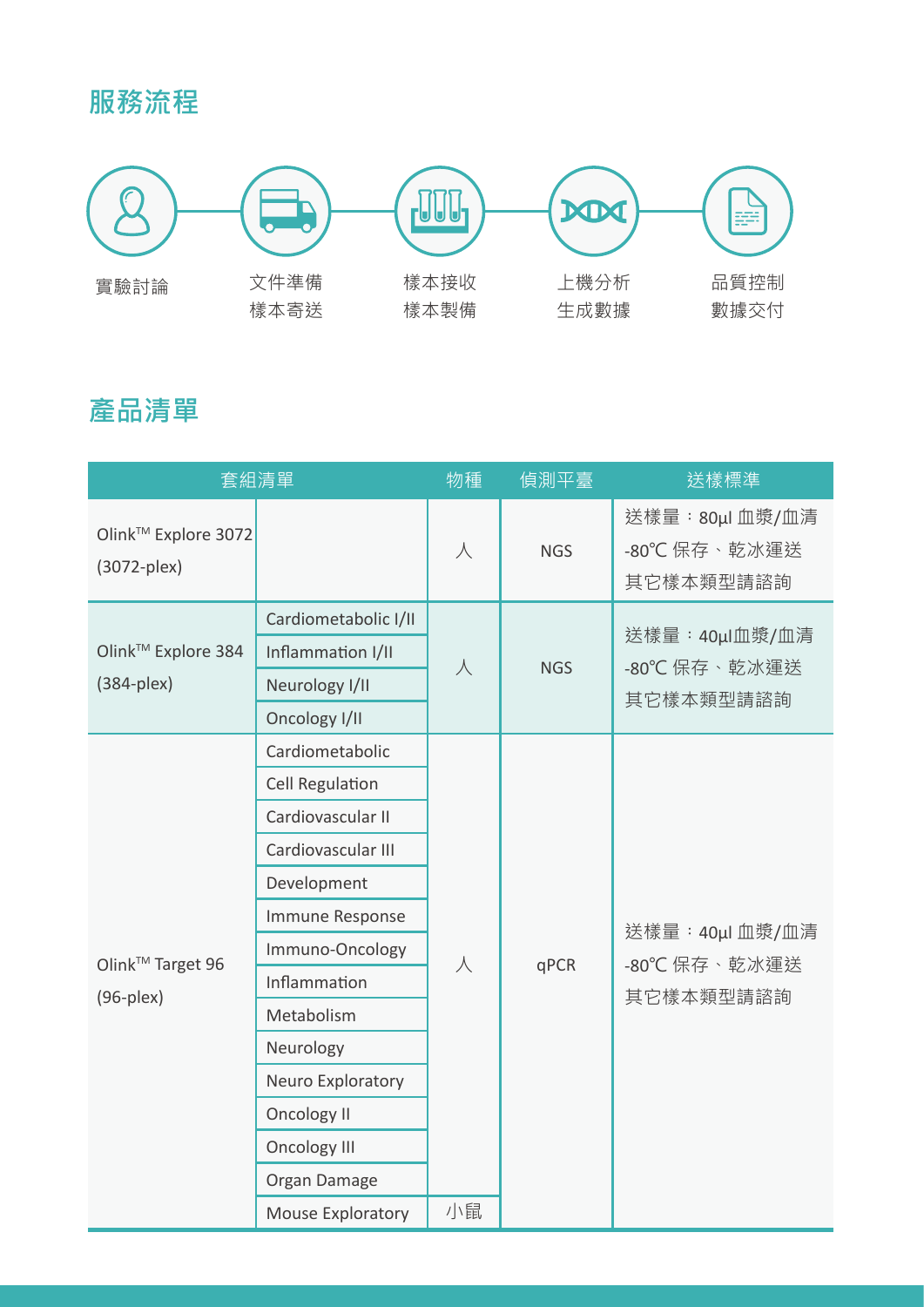## 服務流程

實驗討論 → 文件準備 樣本寄送 → 樣本接收 樣本製備 → 上機分析 生成數據 → 品質控制 數據交付

## 產品清單

| 套組清單 | | 物種 | 偵測平臺 | 送樣標準 |
|---|---|---|---|---|
| Olink™ Explore 3072 (3072-plex) | | 人 | NGS | 送樣量：80µl 血漿/血清<br>-80℃ 保存、乾冰運送<br>其它樣本類型請諮詢 |
| Olink™ Explore 384 (384-plex) | Cardiometabolic I/II | 人 | NGS | 送樣量：40µl血漿/血清<br>-80℃ 保存、乾冰運送<br>其它樣本類型請諮詢 |
| | Inflammation I/II | | | |
| | Neurology I/II | | | |
| | Oncology I/II | | | |
| Olink™ Target 96 (96-plex) | Cardiometabolic | 人 | qPCR | 送樣量：40µl 血漿/血清<br>-80℃ 保存、乾冰運送<br>其它樣本類型請諮詢 |
| | Cell Regulation | | | |
| | Cardiovascular II | | | |
| | Cardiovascular III | | | |
| | Development | | | |
| | Immune Response | | | |
| | Immuno-Oncology | | | |
| | Inflammation | | | |
| | Metabolism | | | |
| | Neurology | | | |
| | Neuro Exploratory | | | |
| | Oncology II | | | |
| | Oncology III | | | |
| | Organ Damage | | | |
| | Mouse Exploratory | 小鼠 | | |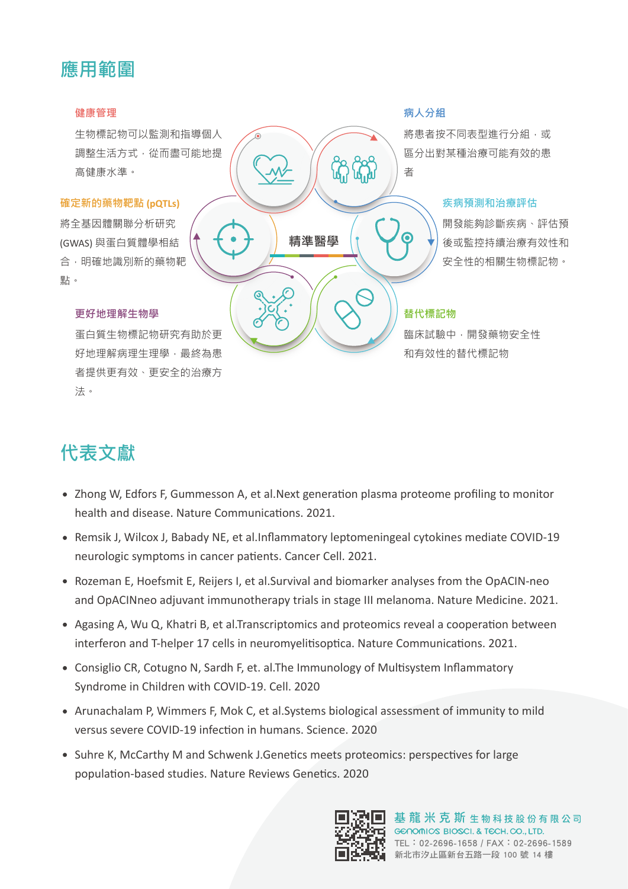## 應用範圍

**健康管理**

生物標記物可以監測和指導個人調整生活方式，從而盡可能地提高健康水準。

**確定新的藥物靶點 (pQTLs)**

將全基因體關聯分析研究 (GWAS) 與蛋白質體學相結合，明確地識別新的藥物靶點。

**更好地理解生物學**

蛋白質生物標記物研究有助於更好地理解病理生理學，最終為患者提供更有效、更安全的治療方法。

精準醫學

**病人分組**

將患者按不同表型進行分組，或區分出對某種治療可能有效的患者

**疾病預測和治療評估**

開發能夠診斷疾病、評估預後或監控持續治療有效性和安全性的相關生物標記物。

**替代標記物**

臨床試驗中，開發藥物安全性和有效性的替代標記物

## 代表文獻

- Zhong W, Edfors F, Gummesson A, et al.Next generation plasma proteome profiling to monitor health and disease. Nature Communications. 2021.
- Remsik J, Wilcox J, Babady NE, et al.Inflammatory leptomeningeal cytokines mediate COVID-19 neurologic symptoms in cancer patients. Cancer Cell. 2021.
- Rozeman E, Hoefsmit E, Reijers I, et al.Survival and biomarker analyses from the OpACIN-neo and OpACINneo adjuvant immunotherapy trials in stage III melanoma. Nature Medicine. 2021.
- Agasing A, Wu Q, Khatri B, et al.Transcriptomics and proteomics reveal a cooperation between interferon and T-helper 17 cells in neuromyelitisoptica. Nature Communications. 2021.
- Consiglio CR, Cotugno N, Sardh F, et. al.The Immunology of Multisystem Inflammatory Syndrome in Children with COVID-19. Cell. 2020
- Arunachalam P, Wimmers F, Mok C, et al.Systems biological assessment of immunity to mild versus severe COVID-19 infection in humans. Science. 2020
- Suhre K, McCarthy M and Schwenk J.Genetics meets proteomics: perspectives for large population-based studies. Nature Reviews Genetics. 2020

基龍米克斯 生物科技股份有限公司
GENOMICS BIOSCI. & TECH. CO., LTD.
TEL：02-2696-1658 / FAX：02-2696-1589
新北市汐止區新台五路一段 100 號 14 樓